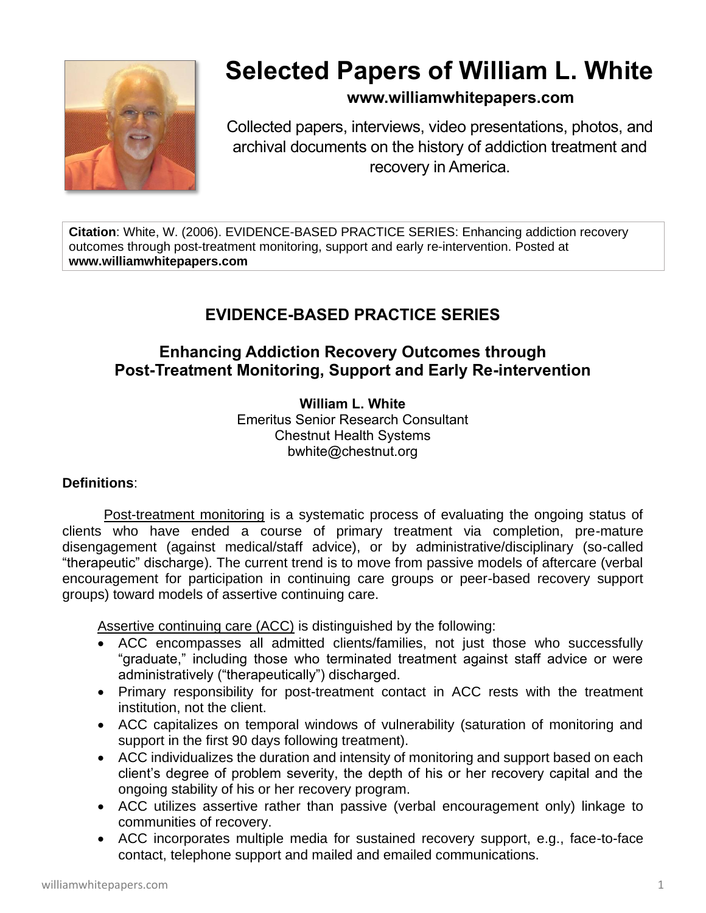# Selected Papers of William L. White

**www.williamwhitepapers.com**

Collected papers, interviews, video presentations, photos, and archival documents on the history of addiction treatment and recovery in America.

**Citation**: White, W. (2006). EVIDENCE-BASED PRACTICE SERIES: Enhancing addiction recovery outcomes through post-treatment monitoring, support and early re-intervention. Posted at **www.williamwhitepapers.com**

## EVIDENCE-BASED PRACTICE SERIES

## Enhancing Addiction Recovery Outcomes through Post-Treatment Monitoring, Support and Early Re-intervention

**William L. White**
Emeritus Senior Research Consultant
Chestnut Health Systems
bwhite@chestnut.org

**Definitions**:

Post-treatment monitoring is a systematic process of evaluating the ongoing status of clients who have ended a course of primary treatment via completion, pre-mature disengagement (against medical/staff advice), or by administrative/disciplinary (so-called "therapeutic" discharge). The current trend is to move from passive models of aftercare (verbal encouragement for participation in continuing care groups or peer-based recovery support groups) toward models of assertive continuing care.

Assertive continuing care (ACC) is distinguished by the following:

- ACC encompasses all admitted clients/families, not just those who successfully "graduate," including those who terminated treatment against staff advice or were administratively ("therapeutically") discharged.
- Primary responsibility for post-treatment contact in ACC rests with the treatment institution, not the client.
- ACC capitalizes on temporal windows of vulnerability (saturation of monitoring and support in the first 90 days following treatment).
- ACC individualizes the duration and intensity of monitoring and support based on each client's degree of problem severity, the depth of his or her recovery capital and the ongoing stability of his or her recovery program.
- ACC utilizes assertive rather than passive (verbal encouragement only) linkage to communities of recovery.
- ACC incorporates multiple media for sustained recovery support, e.g., face-to-face contact, telephone support and mailed and emailed communications.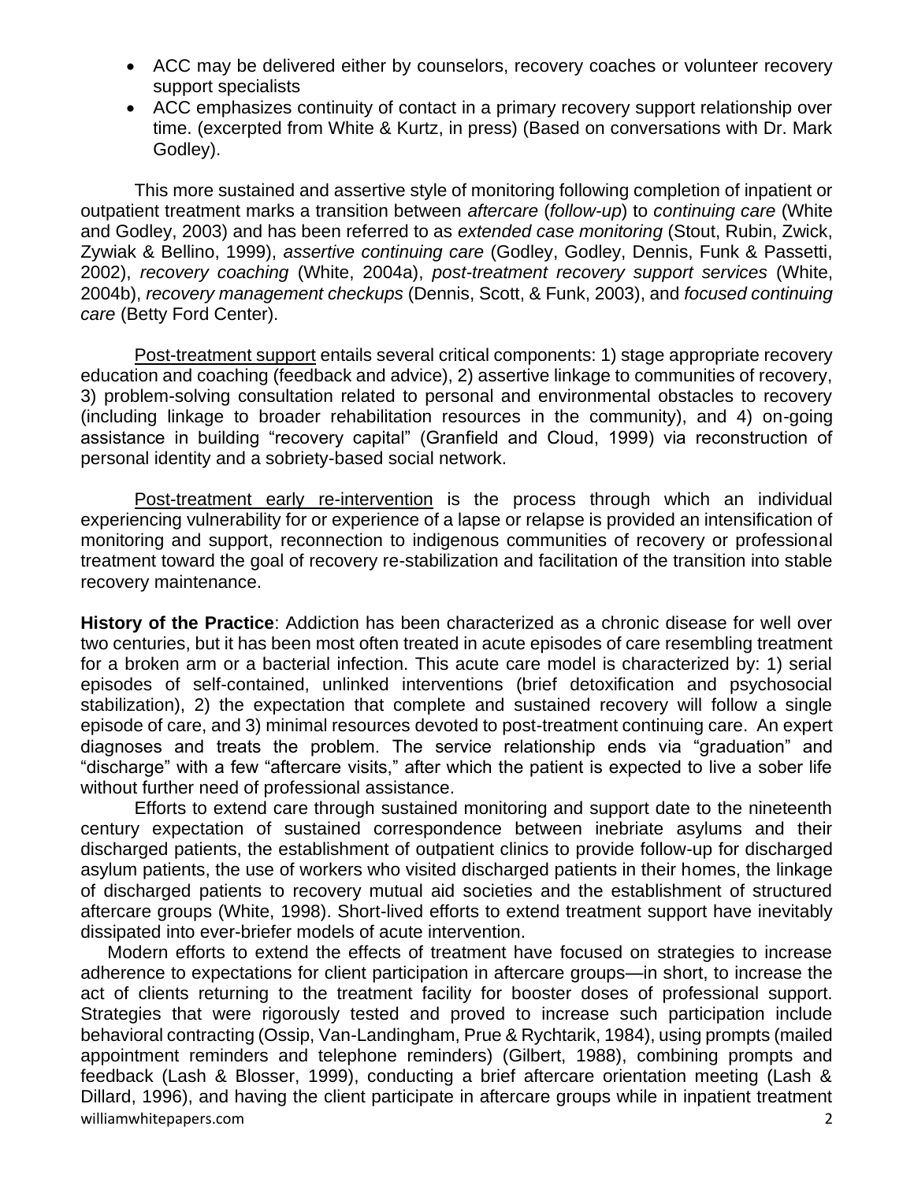- ACC may be delivered either by counselors, recovery coaches or volunteer recovery support specialists
- ACC emphasizes continuity of contact in a primary recovery support relationship over time. (excerpted from White & Kurtz, in press) (Based on conversations with Dr. Mark Godley).

This more sustained and assertive style of monitoring following completion of inpatient or outpatient treatment marks a transition between *aftercare* (*follow-up*) to *continuing care* (White and Godley, 2003) and has been referred to as *extended case monitoring* (Stout, Rubin, Zwick, Zywiak & Bellino, 1999), *assertive continuing care* (Godley, Godley, Dennis, Funk & Passetti, 2002), *recovery coaching* (White, 2004a), *post-treatment recovery support services* (White, 2004b), *recovery management checkups* (Dennis, Scott, & Funk, 2003), and *focused continuing care* (Betty Ford Center).

<u>Post-treatment support</u> entails several critical components: 1) stage appropriate recovery education and coaching (feedback and advice), 2) assertive linkage to communities of recovery, 3) problem-solving consultation related to personal and environmental obstacles to recovery (including linkage to broader rehabilitation resources in the community), and 4) on-going assistance in building "recovery capital" (Granfield and Cloud, 1999) via reconstruction of personal identity and a sobriety-based social network.

<u>Post-treatment early re-intervention</u> is the process through which an individual experiencing vulnerability for or experience of a lapse or relapse is provided an intensification of monitoring and support, reconnection to indigenous communities of recovery or professional treatment toward the goal of recovery re-stabilization and facilitation of the transition into stable recovery maintenance.

**History of the Practice**: Addiction has been characterized as a chronic disease for well over two centuries, but it has been most often treated in acute episodes of care resembling treatment for a broken arm or a bacterial infection. This acute care model is characterized by: 1) serial episodes of self-contained, unlinked interventions (brief detoxification and psychosocial stabilization), 2) the expectation that complete and sustained recovery will follow a single episode of care, and 3) minimal resources devoted to post-treatment continuing care. An expert diagnoses and treats the problem. The service relationship ends via "graduation" and "discharge" with a few "aftercare visits," after which the patient is expected to live a sober life without further need of professional assistance.

Efforts to extend care through sustained monitoring and support date to the nineteenth century expectation of sustained correspondence between inebriate asylums and their discharged patients, the establishment of outpatient clinics to provide follow-up for discharged asylum patients, the use of workers who visited discharged patients in their homes, the linkage of discharged patients to recovery mutual aid societies and the establishment of structured aftercare groups (White, 1998). Short-lived efforts to extend treatment support have inevitably dissipated into ever-briefer models of acute intervention.

Modern efforts to extend the effects of treatment have focused on strategies to increase adherence to expectations for client participation in aftercare groups—in short, to increase the act of clients returning to the treatment facility for booster doses of professional support. Strategies that were rigorously tested and proved to increase such participation include behavioral contracting (Ossip, Van-Landingham, Prue & Rychtarik, 1984), using prompts (mailed appointment reminders and telephone reminders) (Gilbert, 1988), combining prompts and feedback (Lash & Blosser, 1999), conducting a brief aftercare orientation meeting (Lash & Dillard, 1996), and having the client participate in aftercare groups while in inpatient treatment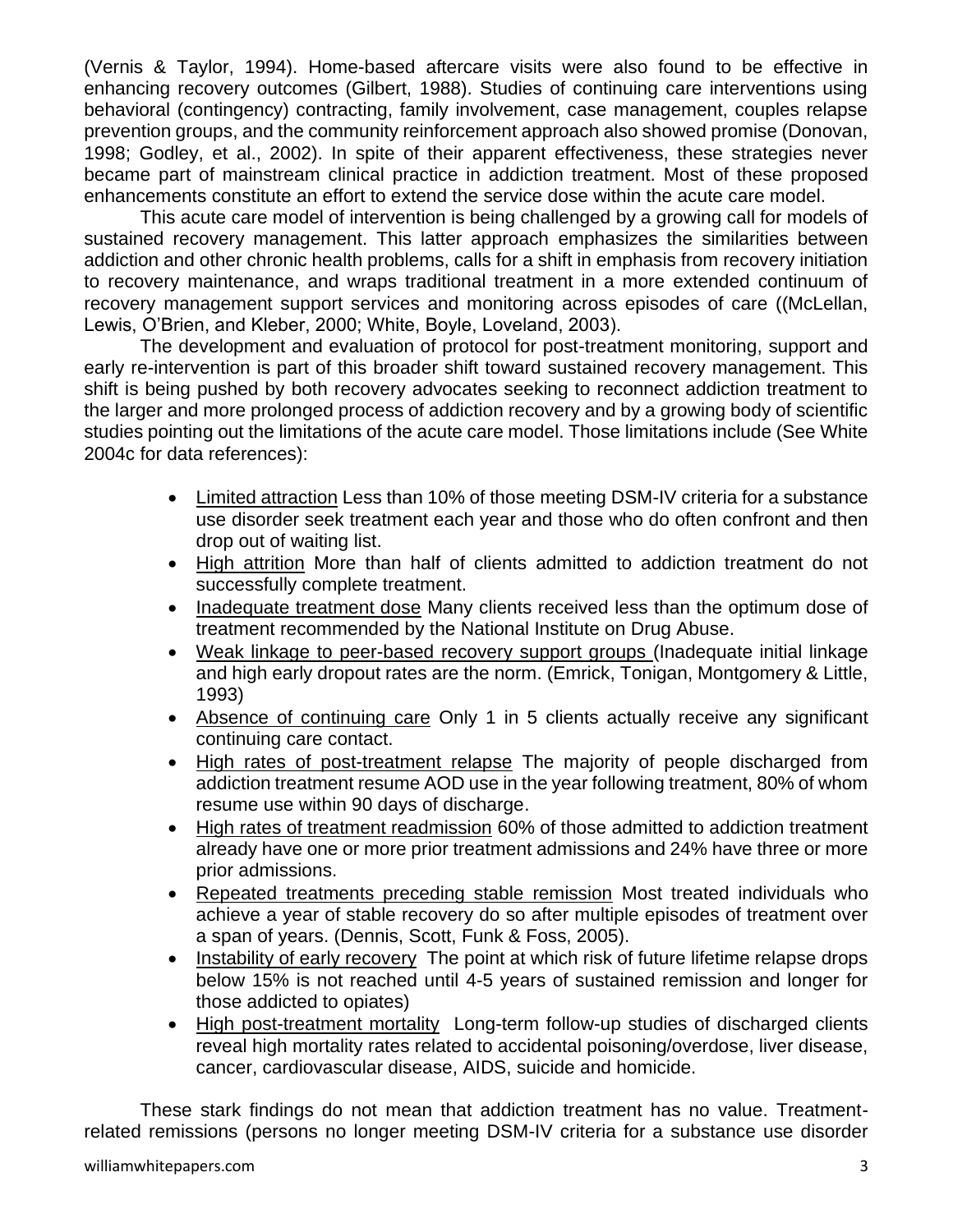(Vernis & Taylor, 1994). Home-based aftercare visits were also found to be effective in enhancing recovery outcomes (Gilbert, 1988). Studies of continuing care interventions using behavioral (contingency) contracting, family involvement, case management, couples relapse prevention groups, and the community reinforcement approach also showed promise (Donovan, 1998; Godley, et al., 2002). In spite of their apparent effectiveness, these strategies never became part of mainstream clinical practice in addiction treatment. Most of these proposed enhancements constitute an effort to extend the service dose within the acute care model.

This acute care model of intervention is being challenged by a growing call for models of sustained recovery management. This latter approach emphasizes the similarities between addiction and other chronic health problems, calls for a shift in emphasis from recovery initiation to recovery maintenance, and wraps traditional treatment in a more extended continuum of recovery management support services and monitoring across episodes of care ((McLellan, Lewis, O'Brien, and Kleber, 2000; White, Boyle, Loveland, 2003).

The development and evaluation of protocol for post-treatment monitoring, support and early re-intervention is part of this broader shift toward sustained recovery management. This shift is being pushed by both recovery advocates seeking to reconnect addiction treatment to the larger and more prolonged process of addiction recovery and by a growing body of scientific studies pointing out the limitations of the acute care model. Those limitations include (See White 2004c for data references):

- Limited attraction Less than 10% of those meeting DSM-IV criteria for a substance use disorder seek treatment each year and those who do often confront and then drop out of waiting list.
- High attrition More than half of clients admitted to addiction treatment do not successfully complete treatment.
- Inadequate treatment dose Many clients received less than the optimum dose of treatment recommended by the National Institute on Drug Abuse.
- Weak linkage to peer-based recovery support groups (Inadequate initial linkage and high early dropout rates are the norm. (Emrick, Tonigan, Montgomery & Little, 1993)
- Absence of continuing care Only 1 in 5 clients actually receive any significant continuing care contact.
- High rates of post-treatment relapse The majority of people discharged from addiction treatment resume AOD use in the year following treatment, 80% of whom resume use within 90 days of discharge.
- High rates of treatment readmission 60% of those admitted to addiction treatment already have one or more prior treatment admissions and 24% have three or more prior admissions.
- Repeated treatments preceding stable remission Most treated individuals who achieve a year of stable recovery do so after multiple episodes of treatment over a span of years. (Dennis, Scott, Funk & Foss, 2005).
- Instability of early recovery The point at which risk of future lifetime relapse drops below 15% is not reached until 4-5 years of sustained remission and longer for those addicted to opiates)
- High post-treatment mortality Long-term follow-up studies of discharged clients reveal high mortality rates related to accidental poisoning/overdose, liver disease, cancer, cardiovascular disease, AIDS, suicide and homicide.

These stark findings do not mean that addiction treatment has no value. Treatment-related remissions (persons no longer meeting DSM-IV criteria for a substance use disorder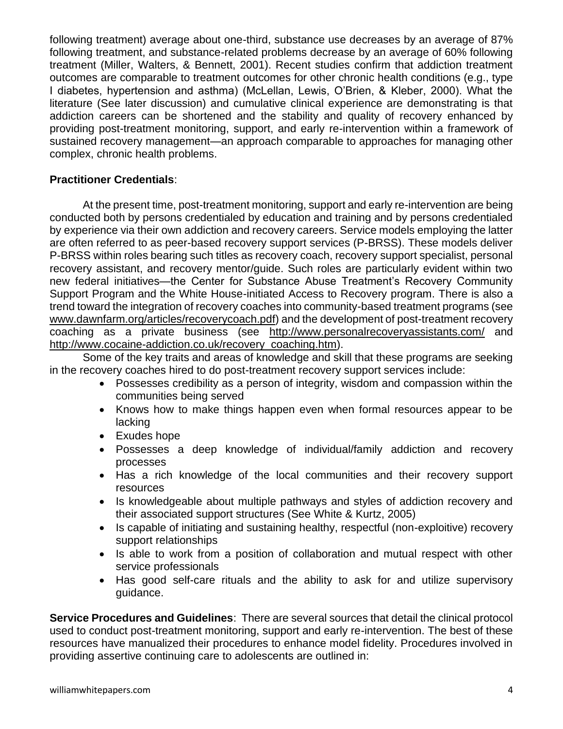following treatment) average about one-third, substance use decreases by an average of 87% following treatment, and substance-related problems decrease by an average of 60% following treatment (Miller, Walters, & Bennett, 2001). Recent studies confirm that addiction treatment outcomes are comparable to treatment outcomes for other chronic health conditions (e.g., type I diabetes, hypertension and asthma) (McLellan, Lewis, O'Brien, & Kleber, 2000). What the literature (See later discussion) and cumulative clinical experience are demonstrating is that addiction careers can be shortened and the stability and quality of recovery enhanced by providing post-treatment monitoring, support, and early re-intervention within a framework of sustained recovery management—an approach comparable to approaches for managing other complex, chronic health problems.

**Practitioner Credentials**:

At the present time, post-treatment monitoring, support and early re-intervention are being conducted both by persons credentialed by education and training and by persons credentialed by experience via their own addiction and recovery careers. Service models employing the latter are often referred to as peer-based recovery support services (P-BRSS). These models deliver P-BRSS within roles bearing such titles as recovery coach, recovery support specialist, personal recovery assistant, and recovery mentor/guide. Such roles are particularly evident within two new federal initiatives—the Center for Substance Abuse Treatment's Recovery Community Support Program and the White House-initiated Access to Recovery program. There is also a trend toward the integration of recovery coaches into community-based treatment programs (see www.dawnfarm.org/articles/recoverycoach.pdf) and the development of post-treatment recovery coaching as a private business (see http://www.personalrecoveryassistants.com/ and http://www.cocaine-addiction.co.uk/recovery_coaching.htm).

Some of the key traits and areas of knowledge and skill that these programs are seeking in the recovery coaches hired to do post-treatment recovery support services include:

- Possesses credibility as a person of integrity, wisdom and compassion within the communities being served
- Knows how to make things happen even when formal resources appear to be lacking
- Exudes hope
- Possesses a deep knowledge of individual/family addiction and recovery processes
- Has a rich knowledge of the local communities and their recovery support resources
- Is knowledgeable about multiple pathways and styles of addiction recovery and their associated support structures (See White & Kurtz, 2005)
- Is capable of initiating and sustaining healthy, respectful (non-exploitive) recovery support relationships
- Is able to work from a position of collaboration and mutual respect with other service professionals
- Has good self-care rituals and the ability to ask for and utilize supervisory guidance.

**Service Procedures and Guidelines**: There are several sources that detail the clinical protocol used to conduct post-treatment monitoring, support and early re-intervention. The best of these resources have manualized their procedures to enhance model fidelity. Procedures involved in providing assertive continuing care to adolescents are outlined in: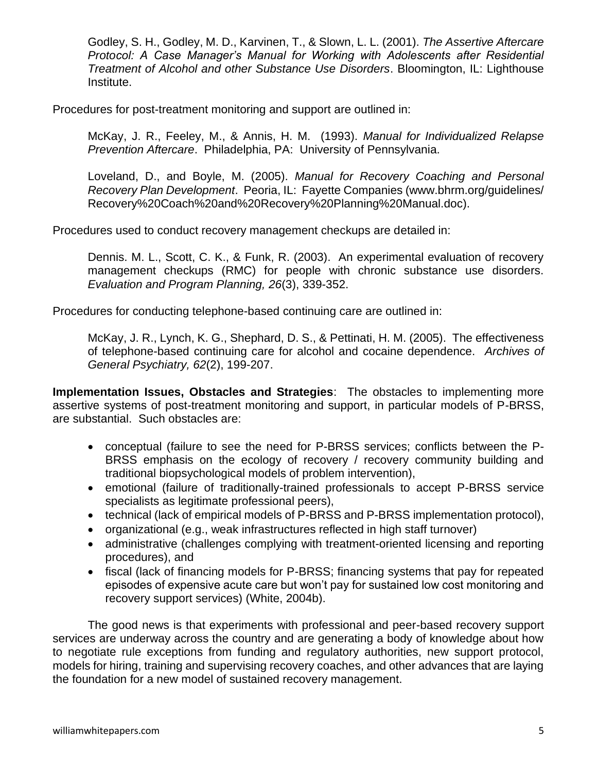Godley, S. H., Godley, M. D., Karvinen, T., & Slown, L. L. (2001). *The Assertive Aftercare Protocol: A Case Manager's Manual for Working with Adolescents after Residential Treatment of Alcohol and other Substance Use Disorders*. Bloomington, IL: Lighthouse Institute.

Procedures for post-treatment monitoring and support are outlined in:

McKay, J. R., Feeley, M., & Annis, H. M. (1993). *Manual for Individualized Relapse Prevention Aftercare*. Philadelphia, PA: University of Pennsylvania.

Loveland, D., and Boyle, M. (2005). *Manual for Recovery Coaching and Personal Recovery Plan Development*. Peoria, IL: Fayette Companies (www.bhrm.org/guidelines/Recovery%20Coach%20and%20Recovery%20Planning%20Manual.doc).

Procedures used to conduct recovery management checkups are detailed in:

Dennis. M. L., Scott, C. K., & Funk, R. (2003). An experimental evaluation of recovery management checkups (RMC) for people with chronic substance use disorders. *Evaluation and Program Planning, 26*(3), 339-352.

Procedures for conducting telephone-based continuing care are outlined in:

McKay, J. R., Lynch, K. G., Shephard, D. S., & Pettinati, H. M. (2005). The effectiveness of telephone-based continuing care for alcohol and cocaine dependence. *Archives of General Psychiatry, 62*(2), 199-207.

**Implementation Issues, Obstacles and Strategies**: The obstacles to implementing more assertive systems of post-treatment monitoring and support, in particular models of P-BRSS, are substantial. Such obstacles are:

- conceptual (failure to see the need for P-BRSS services; conflicts between the P-BRSS emphasis on the ecology of recovery / recovery community building and traditional biopsychological models of problem intervention),
- emotional (failure of traditionally-trained professionals to accept P-BRSS service specialists as legitimate professional peers),
- technical (lack of empirical models of P-BRSS and P-BRSS implementation protocol),
- organizational (e.g., weak infrastructures reflected in high staff turnover)
- administrative (challenges complying with treatment-oriented licensing and reporting procedures), and
- fiscal (lack of financing models for P-BRSS; financing systems that pay for repeated episodes of expensive acute care but won't pay for sustained low cost monitoring and recovery support services) (White, 2004b).

The good news is that experiments with professional and peer-based recovery support services are underway across the country and are generating a body of knowledge about how to negotiate rule exceptions from funding and regulatory authorities, new support protocol, models for hiring, training and supervising recovery coaches, and other advances that are laying the foundation for a new model of sustained recovery management.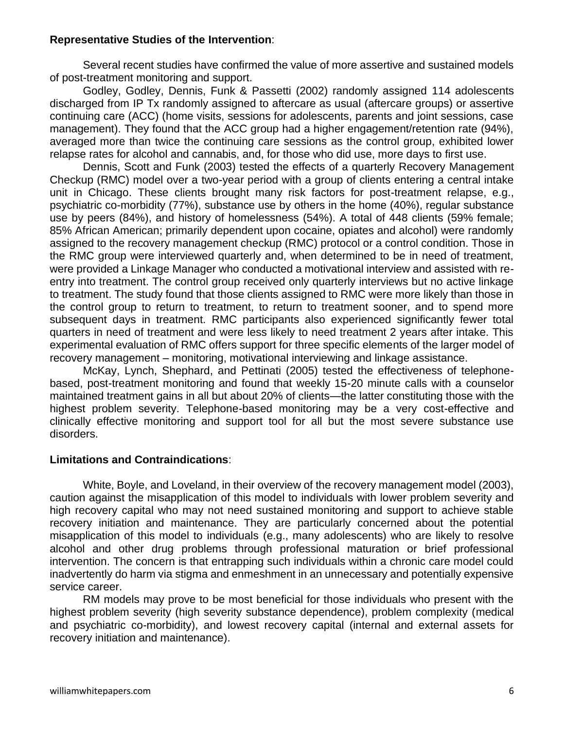**Representative Studies of the Intervention**:

Several recent studies have confirmed the value of more assertive and sustained models of post-treatment monitoring and support.

Godley, Godley, Dennis, Funk & Passetti (2002) randomly assigned 114 adolescents discharged from IP Tx randomly assigned to aftercare as usual (aftercare groups) or assertive continuing care (ACC) (home visits, sessions for adolescents, parents and joint sessions, case management). They found that the ACC group had a higher engagement/retention rate (94%), averaged more than twice the continuing care sessions as the control group, exhibited lower relapse rates for alcohol and cannabis, and, for those who did use, more days to first use.

Dennis, Scott and Funk (2003) tested the effects of a quarterly Recovery Management Checkup (RMC) model over a two-year period with a group of clients entering a central intake unit in Chicago. These clients brought many risk factors for post-treatment relapse, e.g., psychiatric co-morbidity (77%), substance use by others in the home (40%), regular substance use by peers (84%), and history of homelessness (54%). A total of 448 clients (59% female; 85% African American; primarily dependent upon cocaine, opiates and alcohol) were randomly assigned to the recovery management checkup (RMC) protocol or a control condition. Those in the RMC group were interviewed quarterly and, when determined to be in need of treatment, were provided a Linkage Manager who conducted a motivational interview and assisted with re-entry into treatment. The control group received only quarterly interviews but no active linkage to treatment. The study found that those clients assigned to RMC were more likely than those in the control group to return to treatment, to return to treatment sooner, and to spend more subsequent days in treatment. RMC participants also experienced significantly fewer total quarters in need of treatment and were less likely to need treatment 2 years after intake. This experimental evaluation of RMC offers support for three specific elements of the larger model of recovery management – monitoring, motivational interviewing and linkage assistance.

McKay, Lynch, Shephard, and Pettinati (2005) tested the effectiveness of telephone-based, post-treatment monitoring and found that weekly 15-20 minute calls with a counselor maintained treatment gains in all but about 20% of clients—the latter constituting those with the highest problem severity. Telephone-based monitoring may be a very cost-effective and clinically effective monitoring and support tool for all but the most severe substance use disorders.

**Limitations and Contraindications**:

White, Boyle, and Loveland, in their overview of the recovery management model (2003), caution against the misapplication of this model to individuals with lower problem severity and high recovery capital who may not need sustained monitoring and support to achieve stable recovery initiation and maintenance. They are particularly concerned about the potential misapplication of this model to individuals (e.g., many adolescents) who are likely to resolve alcohol and other drug problems through professional maturation or brief professional intervention. The concern is that entrapping such individuals within a chronic care model could inadvertently do harm via stigma and enmeshment in an unnecessary and potentially expensive service career.

RM models may prove to be most beneficial for those individuals who present with the highest problem severity (high severity substance dependence), problem complexity (medical and psychiatric co-morbidity), and lowest recovery capital (internal and external assets for recovery initiation and maintenance).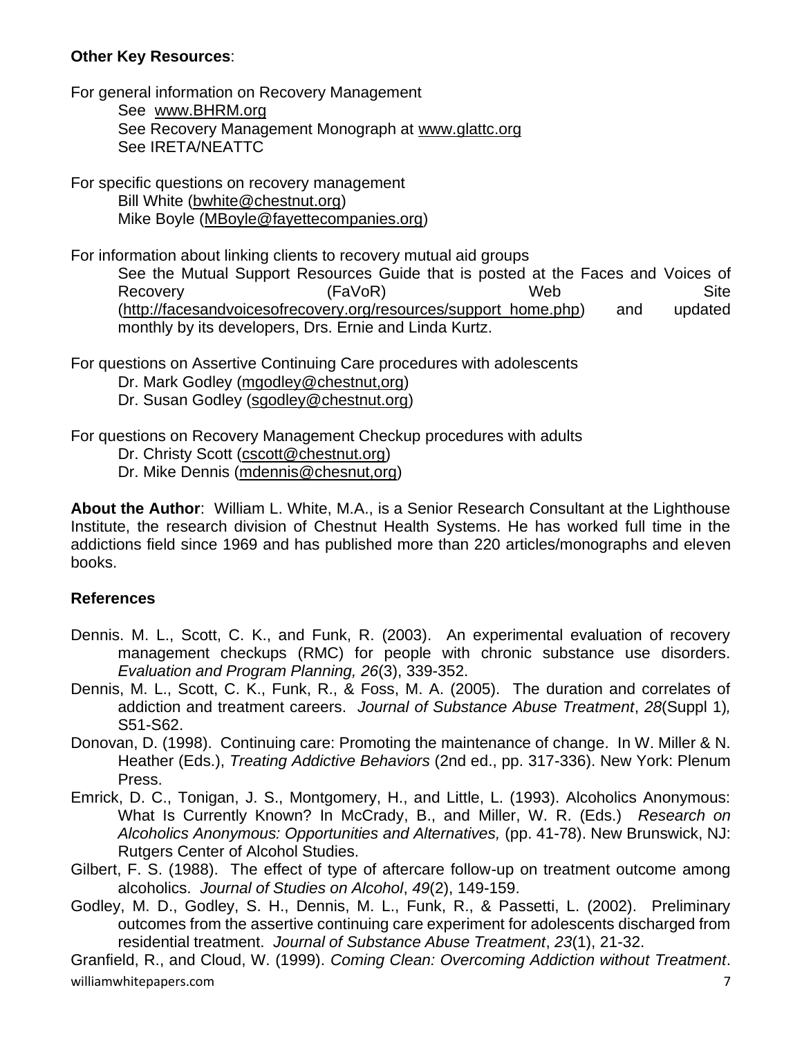**Other Key Resources**:

For general information on Recovery Management

See www.BHRM.org

See Recovery Management Monograph at www.glattc.org

See IRETA/NEATTC

For specific questions on recovery management

Bill White (bwhite@chestnut.org)

Mike Boyle (MBoyle@fayettecompanies.org)

For information about linking clients to recovery mutual aid groups

See the Mutual Support Resources Guide that is posted at the Faces and Voices of Recovery (FaVoR) Web Site (http://facesandvoicesofrecovery.org/resources/support_home.php) and updated monthly by its developers, Drs. Ernie and Linda Kurtz.

For questions on Assertive Continuing Care procedures with adolescents

Dr. Mark Godley (mgodley@chestnut,org)

Dr. Susan Godley (sgodley@chestnut.org)

For questions on Recovery Management Checkup procedures with adults

Dr. Christy Scott (cscott@chestnut.org)

Dr. Mike Dennis (mdennis@chesnut,org)

**About the Author**: William L. White, M.A., is a Senior Research Consultant at the Lighthouse Institute, the research division of Chestnut Health Systems. He has worked full time in the addictions field since 1969 and has published more than 220 articles/monographs and eleven books.

## References

Dennis. M. L., Scott, C. K., and Funk, R. (2003). An experimental evaluation of recovery management checkups (RMC) for people with chronic substance use disorders. *Evaluation and Program Planning, 26*(3), 339-352.

Dennis, M. L., Scott, C. K., Funk, R., & Foss, M. A. (2005). The duration and correlates of addiction and treatment careers. *Journal of Substance Abuse Treatment*, *28*(Suppl 1)*,* S51-S62.

Donovan, D. (1998). Continuing care: Promoting the maintenance of change. In W. Miller & N. Heather (Eds.), *Treating Addictive Behaviors* (2nd ed., pp. 317-336). New York: Plenum Press.

Emrick, D. C., Tonigan, J. S., Montgomery, H., and Little, L. (1993). Alcoholics Anonymous: What Is Currently Known? In McCrady, B., and Miller, W. R. (Eds.) *Research on Alcoholics Anonymous: Opportunities and Alternatives,* (pp. 41-78). New Brunswick, NJ: Rutgers Center of Alcohol Studies.

Gilbert, F. S. (1988). The effect of type of aftercare follow-up on treatment outcome among alcoholics. *Journal of Studies on Alcohol*, *49*(2), 149-159.

Godley, M. D., Godley, S. H., Dennis, M. L., Funk, R., & Passetti, L. (2002). Preliminary outcomes from the assertive continuing care experiment for adolescents discharged from residential treatment. *Journal of Substance Abuse Treatment*, *23*(1), 21-32.

Granfield, R., and Cloud, W. (1999). *Coming Clean: Overcoming Addiction without Treatment*.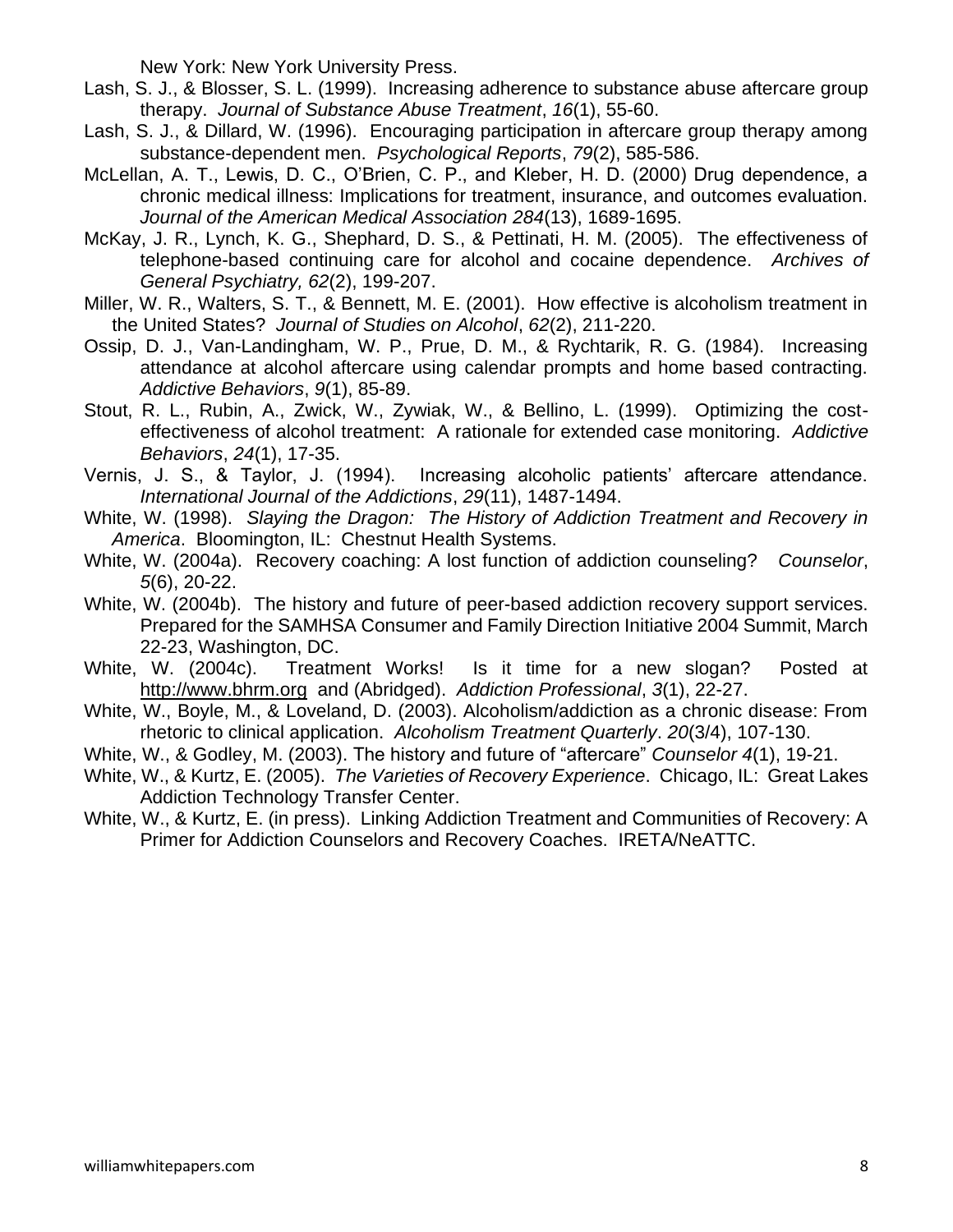New York: New York University Press.

Lash, S. J., & Blosser, S. L. (1999). Increasing adherence to substance abuse aftercare group therapy. *Journal of Substance Abuse Treatment*, *16*(1), 55-60.

Lash, S. J., & Dillard, W. (1996). Encouraging participation in aftercare group therapy among substance-dependent men. *Psychological Reports*, *79*(2), 585-586.

McLellan, A. T., Lewis, D. C., O'Brien, C. P., and Kleber, H. D. (2000) Drug dependence, a chronic medical illness: Implications for treatment, insurance, and outcomes evaluation. *Journal of the American Medical Association 284*(13), 1689-1695.

McKay, J. R., Lynch, K. G., Shephard, D. S., & Pettinati, H. M. (2005). The effectiveness of telephone-based continuing care for alcohol and cocaine dependence. *Archives of General Psychiatry, 62*(2), 199-207.

Miller, W. R., Walters, S. T., & Bennett, M. E. (2001). How effective is alcoholism treatment in the United States? *Journal of Studies on Alcohol*, *62*(2), 211-220.

Ossip, D. J., Van-Landingham, W. P., Prue, D. M., & Rychtarik, R. G. (1984). Increasing attendance at alcohol aftercare using calendar prompts and home based contracting. *Addictive Behaviors*, *9*(1), 85-89.

Stout, R. L., Rubin, A., Zwick, W., Zywiak, W., & Bellino, L. (1999). Optimizing the cost-effectiveness of alcohol treatment: A rationale for extended case monitoring. *Addictive Behaviors*, *24*(1), 17-35.

Vernis, J. S., & Taylor, J. (1994). Increasing alcoholic patients' aftercare attendance. *International Journal of the Addictions*, *29*(11), 1487-1494.

White, W. (1998). *Slaying the Dragon: The History of Addiction Treatment and Recovery in America*. Bloomington, IL: Chestnut Health Systems.

White, W. (2004a). Recovery coaching: A lost function of addiction counseling? *Counselor*, *5*(6), 20-22.

White, W. (2004b). The history and future of peer-based addiction recovery support services. Prepared for the SAMHSA Consumer and Family Direction Initiative 2004 Summit, March 22-23, Washington, DC.

White, W. (2004c). Treatment Works! Is it time for a new slogan? Posted at http://www.bhrm.org and (Abridged). *Addiction Professional*, *3*(1), 22-27.

White, W., Boyle, M., & Loveland, D. (2003). Alcoholism/addiction as a chronic disease: From rhetoric to clinical application. *Alcoholism Treatment Quarterly*. *20*(3/4), 107-130.

White, W., & Godley, M. (2003). The history and future of "aftercare" *Counselor 4*(1), 19-21.

White, W., & Kurtz, E. (2005). *The Varieties of Recovery Experience*. Chicago, IL: Great Lakes Addiction Technology Transfer Center.

White, W., & Kurtz, E. (in press). Linking Addiction Treatment and Communities of Recovery: A Primer for Addiction Counselors and Recovery Coaches. IRETA/NeATTC.